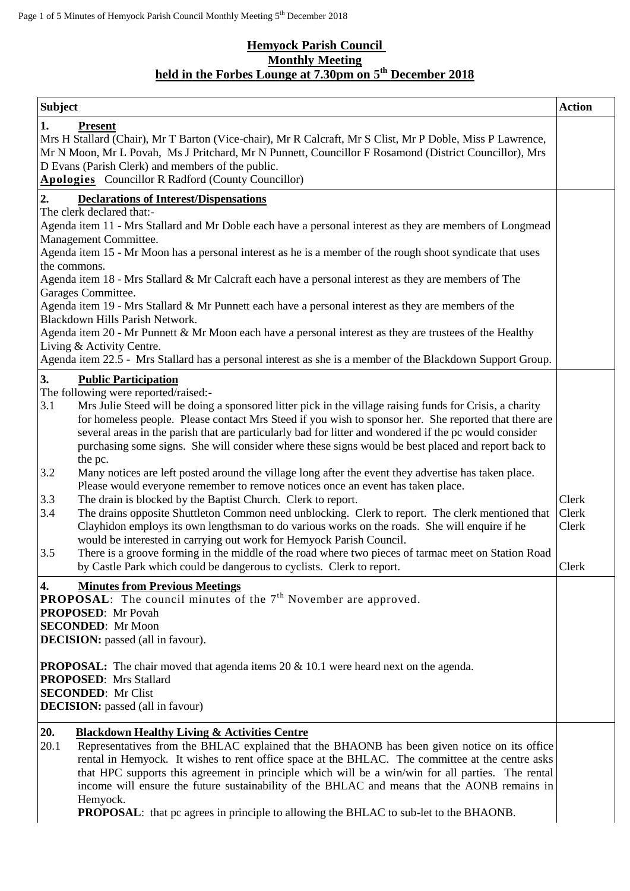# Hemyock Parish Council
## Monthly Meeting
## held in the Forbes Lounge at 7.30pm on 5th December 2018

| Subject | Action |
|---|---|
| **1. Present**<br>Mrs H Stallard (Chair), Mr T Barton (Vice-chair), Mr R Calcraft, Mr S Clist, Mr P Doble, Miss P Lawrence, Mr N Moon, Mr L Povah, Ms J Pritchard, Mr N Punnett, Councillor F Rosamond (District Councillor), Mrs D Evans (Parish Clerk) and members of the public.<br>**Apologies** Councillor R Radford (County Councillor) | |
| **2. Declarations of Interest/Dispensations**<br>The clerk declared that:-<br>Agenda item 11 - Mrs Stallard and Mr Doble each have a personal interest as they are members of Longmead Management Committee.<br>Agenda item 15 - Mr Moon has a personal interest as he is a member of the rough shoot syndicate that uses the commons.<br>Agenda item 18 - Mrs Stallard & Mr Calcraft each have a personal interest as they are members of The Garages Committee.<br>Agenda item 19 - Mrs Stallard & Mr Punnett each have a personal interest as they are members of the Blackdown Hills Parish Network.<br>Agenda item 20 - Mr Punnett & Mr Moon each have a personal interest as they are trustees of the Healthy Living & Activity Centre.<br>Agenda item 22.5 - Mrs Stallard has a personal interest as she is a member of the Blackdown Support Group. | |
| **3. Public Participation**<br>The following were reported/raised:-<br>3.1 Mrs Julie Steed will be doing a sponsored litter pick in the village raising funds for Crisis, a charity for homeless people. Please contact Mrs Steed if you wish to sponsor her. She reported that there are several areas in the parish that are particularly bad for litter and wondered if the pc would consider purchasing some signs. She will consider where these signs would be best placed and report back to the pc.<br>3.2 Many notices are left posted around the village long after the event they advertise has taken place. Please would everyone remember to remove notices once an event has taken place.<br>3.3 The drain is blocked by the Baptist Church. Clerk to report.<br>3.4 The drains opposite Shuttleton Common need unblocking. Clerk to report. The clerk mentioned that Clayhidon employs its own lengthsman to do various works on the roads. She will enquire if he would be interested in carrying out work for Hemyock Parish Council.<br>3.5 There is a groove forming in the middle of the road where two pieces of tarmac meet on Station Road by Castle Park which could be dangerous to cyclists. Clerk to report. | Clerk<br>Clerk<br>Clerk<br><br>Clerk |
| **4. Minutes from Previous Meetings**<br>**PROPOSAL**: The council minutes of the 7th November are approved.<br>**PROPOSED**: Mr Povah<br>**SECONDED**: Mr Moon<br>**DECISION:** passed (all in favour).<br><br>**PROPOSAL:** The chair moved that agenda items 20 & 10.1 were heard next on the agenda.<br>**PROPOSED**: Mrs Stallard<br>**SECONDED**: Mr Clist<br>**DECISION:** passed (all in favour) | |
| **20. Blackdown Healthy Living & Activities Centre**<br>20.1 Representatives from the BHLAC explained that the BHAONB has been given notice on its office rental in Hemyock. It wishes to rent office space at the BHLAC. The committee at the centre asks that HPC supports this agreement in principle which will be a win/win for all parties. The rental income will ensure the future sustainability of the BHLAC and means that the AONB remains in Hemyock.<br>**PROPOSAL**: that pc agrees in principle to allowing the BHLAC to sub-let to the BHAONB. | |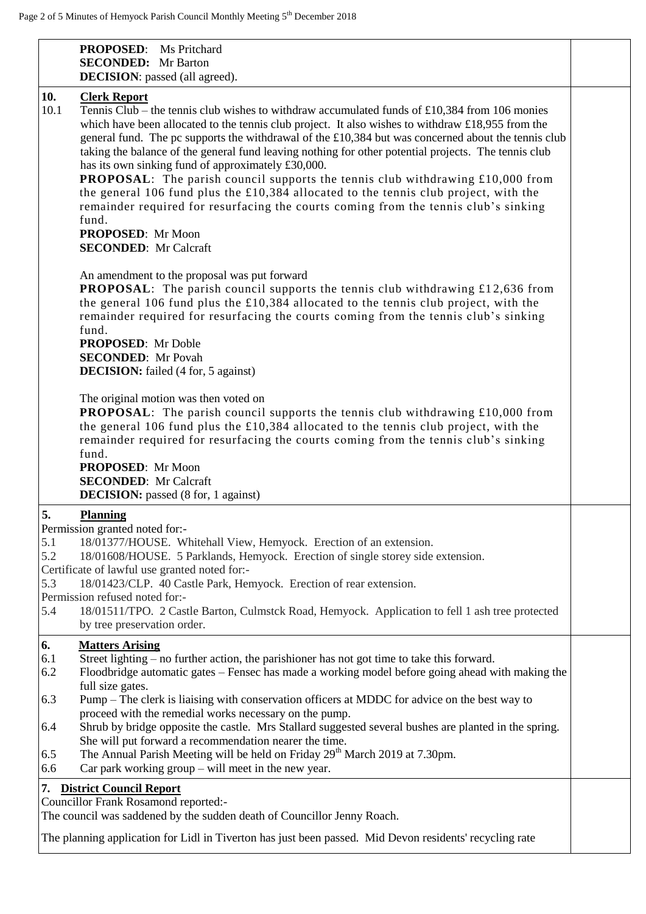**PROPOSED**: Ms Pritchard
**SECONDED:** Mr Barton
**DECISION**: passed (all agreed).

## 10. Clerk Report

10.1 Tennis Club – the tennis club wishes to withdraw accumulated funds of £10,384 from 106 monies which have been allocated to the tennis club project. It also wishes to withdraw £18,955 from the general fund. The pc supports the withdrawal of the £10,384 but was concerned about the tennis club taking the balance of the general fund leaving nothing for other potential projects. The tennis club has its own sinking fund of approximately £30,000.

**PROPOSAL**: The parish council supports the tennis club withdrawing £10,000 from the general 106 fund plus the £10,384 allocated to the tennis club project, with the remainder required for resurfacing the courts coming from the tennis club's sinking fund.
**PROPOSED**: Mr Moon
**SECONDED**: Mr Calcraft

An amendment to the proposal was put forward
**PROPOSAL**: The parish council supports the tennis club withdrawing £12,636 from the general 106 fund plus the £10,384 allocated to the tennis club project, with the remainder required for resurfacing the courts coming from the tennis club's sinking fund.
**PROPOSED**: Mr Doble
**SECONDED**: Mr Povah
**DECISION:** failed (4 for, 5 against)

The original motion was then voted on
**PROPOSAL**: The parish council supports the tennis club withdrawing £10,000 from the general 106 fund plus the £10,384 allocated to the tennis club project, with the remainder required for resurfacing the courts coming from the tennis club's sinking fund.
**PROPOSED**: Mr Moon
**SECONDED**: Mr Calcraft
**DECISION:** passed (8 for, 1 against)

## 5. Planning

Permission granted noted for:-
5.1 18/01377/HOUSE. Whitehall View, Hemyock. Erection of an extension.
5.2 18/01608/HOUSE. 5 Parklands, Hemyock. Erection of single storey side extension.
Certificate of lawful use granted noted for:-
5.3 18/01423/CLP. 40 Castle Park, Hemyock. Erection of rear extension.
Permission refused noted for:-
5.4 18/01511/TPO. 2 Castle Barton, Culmstck Road, Hemyock. Application to fell 1 ash tree protected by tree preservation order.

## 6. Matters Arising

6.1 Street lighting – no further action, the parishioner has not got time to take this forward.
6.2 Floodbridge automatic gates – Fensec has made a working model before going ahead with making the full size gates.
6.3 Pump – The clerk is liaising with conservation officers at MDDC for advice on the best way to proceed with the remedial works necessary on the pump.
6.4 Shrub by bridge opposite the castle. Mrs Stallard suggested several bushes are planted in the spring. She will put forward a recommendation nearer the time.
6.5 The Annual Parish Meeting will be held on Friday 29th March 2019 at 7.30pm.
6.6 Car park working group – will meet in the new year.

## 7. District Council Report

Councillor Frank Rosamond reported:-
The council was saddened by the sudden death of Councillor Jenny Roach.

The planning application for Lidl in Tiverton has just been passed. Mid Devon residents' recycling rate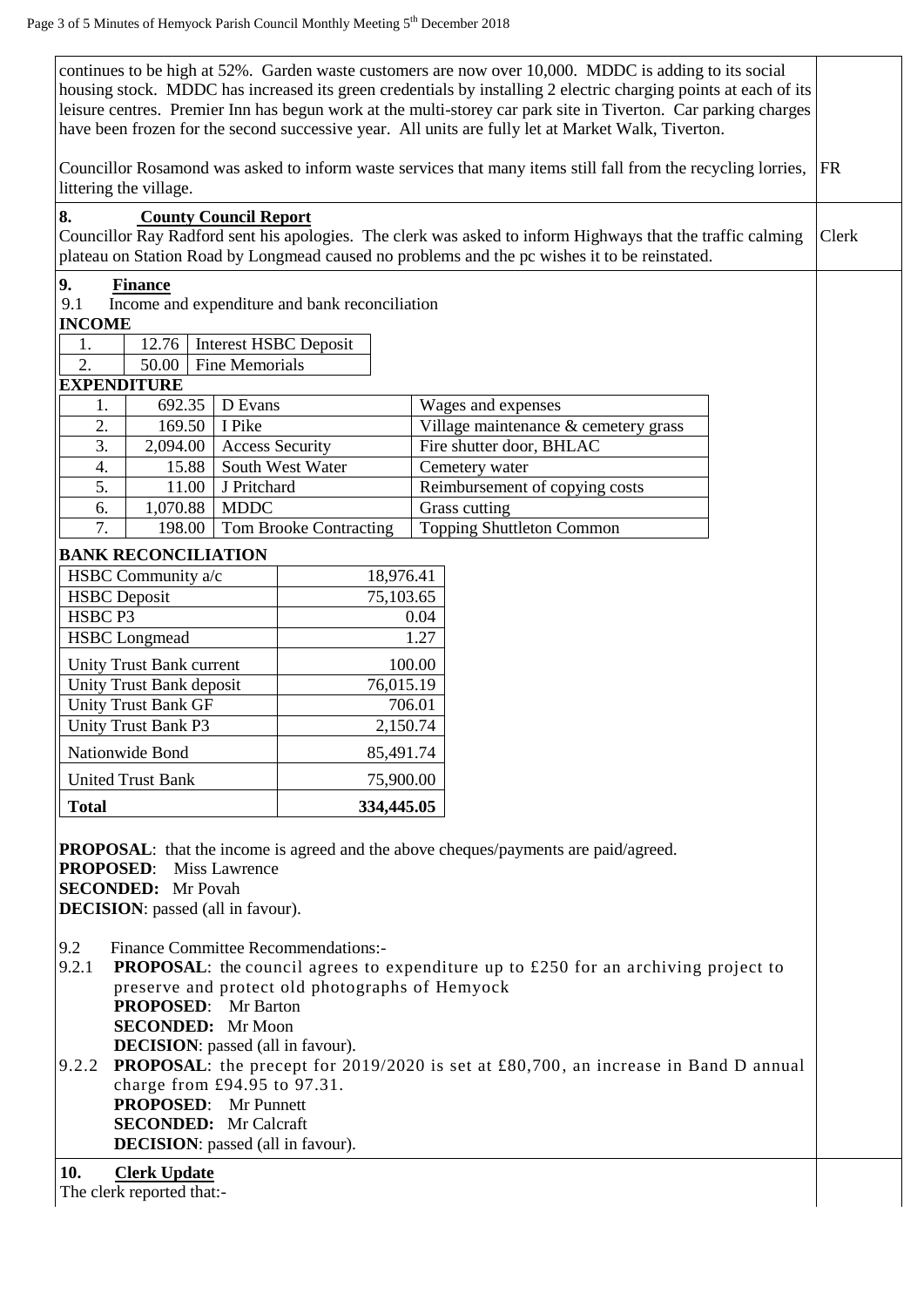continues to be high at 52%. Garden waste customers are now over 10,000. MDDC is adding to its social housing stock. MDDC has increased its green credentials by installing 2 electric charging points at each of its leisure centres. Premier Inn has begun work at the multi-storey car park site in Tiverton. Car parking charges have been frozen for the second successive year. All units are fully let at Market Walk, Tiverton.

Councillor Rosamond was asked to inform waste services that many items still fall from the recycling lorries, littering the village. — FR

**8. County Council Report**

Councillor Ray Radford sent his apologies. The clerk was asked to inform Highways that the traffic calming plateau on Station Road by Longmead caused no problems and the pc wishes it to be reinstated. — Clerk

**9. Finance**

9.1 Income and expenditure and bank reconciliation

**INCOME**

| | | |
|---|---|---|
| 1. | 12.76 | Interest HSBC Deposit |
| 2. | 50.00 | Fine Memorials |

**EXPENDITURE**

| | | | |
|---|---|---|---|
| 1. | 692.35 | D Evans | Wages and expenses |
| 2. | 169.50 | I Pike | Village maintenance & cemetery grass |
| 3. | 2,094.00 | Access Security | Fire shutter door, BHLAC |
| 4. | 15.88 | South West Water | Cemetery water |
| 5. | 11.00 | J Pritchard | Reimbursement of copying costs |
| 6. | 1,070.88 | MDDC | Grass cutting |
| 7. | 198.00 | Tom Brooke Contracting | Topping Shuttleton Common |

**BANK RECONCILIATION**

| | |
|---|---|
| HSBC Community a/c | 18,976.41 |
| HSBC Deposit | 75,103.65 |
| HSBC P3 | 0.04 |
| HSBC Longmead | 1.27 |
| Unity Trust Bank current | 100.00 |
| Unity Trust Bank deposit | 76,015.19 |
| Unity Trust Bank GF | 706.01 |
| Unity Trust Bank P3 | 2,150.74 |
| Nationwide Bond | 85,491.74 |
| United Trust Bank | 75,900.00 |
| **Total** | **334,445.05** |

**PROPOSAL**: that the income is agreed and the above cheques/payments are paid/agreed.
**PROPOSED**: Miss Lawrence
**SECONDED:** Mr Povah
**DECISION**: passed (all in favour).

9.2 Finance Committee Recommendations:-

9.2.1 **PROPOSAL**: the council agrees to expenditure up to £250 for an archiving project to preserve and protect old photographs of Hemyock
**PROPOSED**: Mr Barton
**SECONDED:** Mr Moon
**DECISION**: passed (all in favour).

9.2.2 **PROPOSAL**: the precept for 2019/2020 is set at £80,700, an increase in Band D annual charge from £94.95 to 97.31.
**PROPOSED**: Mr Punnett
**SECONDED:** Mr Calcraft
**DECISION**: passed (all in favour).

**10. Clerk Update**

The clerk reported that:-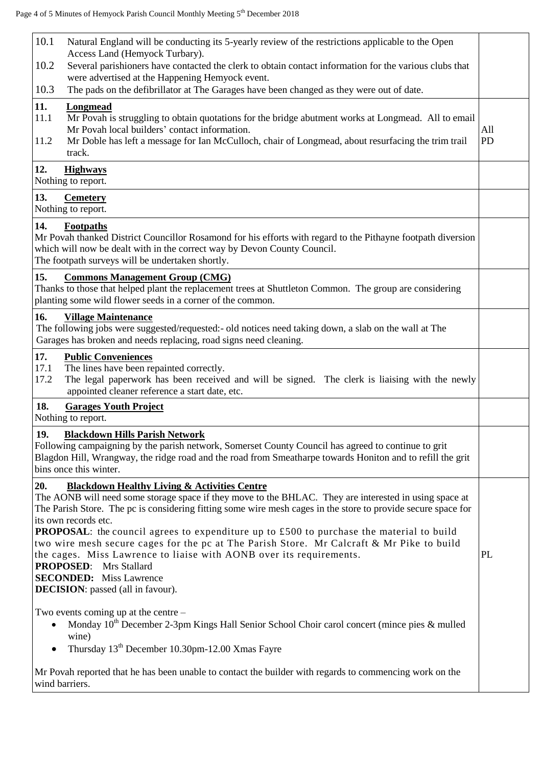| | |
|---|---|
| 10.1 Natural England will be conducting its 5-yearly review of the restrictions applicable to the Open Access Land (Hemyock Turbary).<br>10.2 Several parishioners have contacted the clerk to obtain contact information for the various clubs that were advertised at the Happening Hemyock event.<br>10.3 The pads on the defibrillator at The Garages have been changed as they were out of date. | |
| **11. Longmead**<br>11.1 Mr Povah is struggling to obtain quotations for the bridge abutment works at Longmead. All to email Mr Povah local builders' contact information.<br>11.2 Mr Doble has left a message for Ian McCulloch, chair of Longmead, about resurfacing the trim trail track. | All<br>PD |
| **12. Highways**<br>Nothing to report. | |
| **13. Cemetery**<br>Nothing to report. | |
| **14. Footpaths**<br>Mr Povah thanked District Councillor Rosamond for his efforts with regard to the Pithayne footpath diversion which will now be dealt with in the correct way by Devon County Council.<br>The footpath surveys will be undertaken shortly. | |
| **15. Commons Management Group (CMG)**<br>Thanks to those that helped plant the replacement trees at Shuttleton Common. The group are considering planting some wild flower seeds in a corner of the common. | |
| **16. Village Maintenance**<br>The following jobs were suggested/requested:- old notices need taking down, a slab on the wall at The Garages has broken and needs replacing, road signs need cleaning. | |
| **17. Public Conveniences**<br>17.1 The lines have been repainted correctly.<br>17.2 The legal paperwork has been received and will be signed. The clerk is liaising with the newly appointed cleaner reference a start date, etc. | |
| **18. Garages Youth Project**<br>Nothing to report. | |
| **19. Blackdown Hills Parish Network**<br>Following campaigning by the parish network, Somerset County Council has agreed to continue to grit Blagdon Hill, Wrangway, the ridge road and the road from Smeatharpe towards Honiton and to refill the grit bins once this winter. | |
| **20. Blackdown Healthy Living & Activities Centre**<br>The AONB will need some storage space if they move to the BHLAC. They are interested in using space at The Parish Store. The pc is considering fitting some wire mesh cages in the store to provide secure space for its own records etc.<br>**PROPOSAL**: the council agrees to expenditure up to £500 to purchase the material to build two wire mesh secure cages for the pc at The Parish Store. Mr Calcraft & Mr Pike to build the cages. Miss Lawrence to liaise with AONB over its requirements.<br>**PROPOSED**: Mrs Stallard<br>**SECONDED:** Miss Lawrence<br>**DECISION**: passed (all in favour).<br><br>Two events coming up at the centre –<br>• Monday 10th December 2-3pm Kings Hall Senior School Choir carol concert (mince pies & mulled wine)<br>• Thursday 13th December 10.30pm-12.00 Xmas Fayre<br><br>Mr Povah reported that he has been unable to contact the builder with regards to commencing work on the wind barriers. | PL |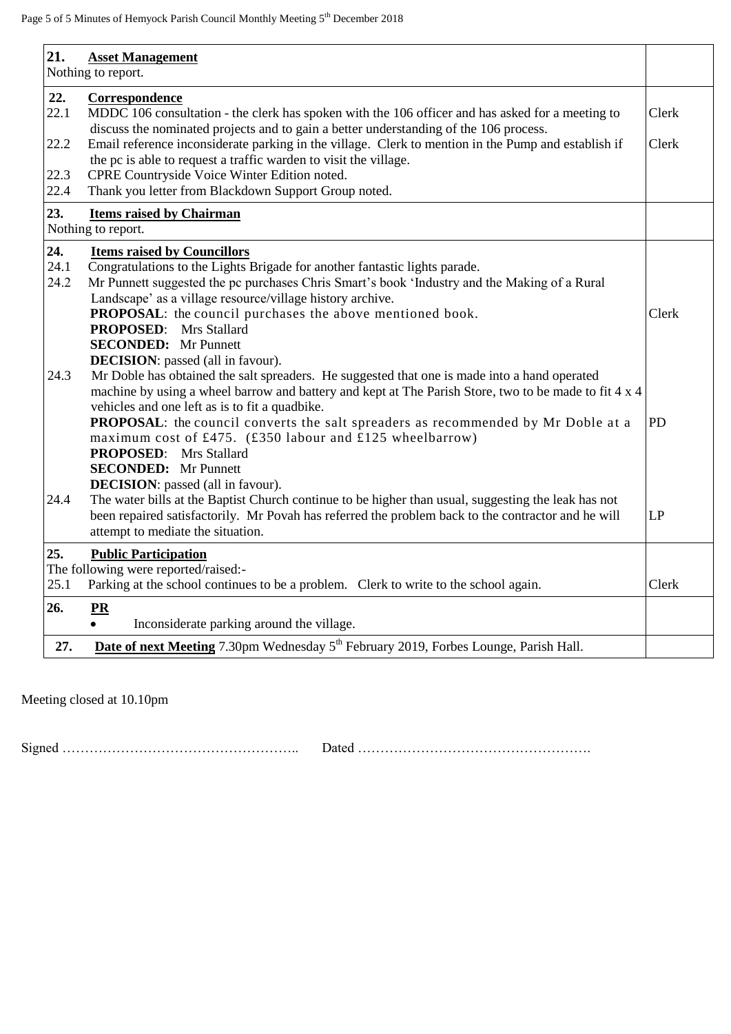| | |
|---|---|
| **21. Asset Management**<br>Nothing to report. | |
| **22. Correspondence**<br>22.1 MDDC 106 consultation - the clerk has spoken with the 106 officer and has asked for a meeting to discuss the nominated projects and to gain a better understanding of the 106 process.<br>22.2 Email reference inconsiderate parking in the village. Clerk to mention in the Pump and establish if the pc is able to request a traffic warden to visit the village.<br>22.3 CPRE Countryside Voice Winter Edition noted.<br>22.4 Thank you letter from Blackdown Support Group noted. | Clerk<br><br>Clerk |
| **23. Items raised by Chairman**<br>Nothing to report. | |
| **24. Items raised by Councillors**<br>24.1 Congratulations to the Lights Brigade for another fantastic lights parade.<br>24.2 Mr Punnett suggested the pc purchases Chris Smart's book 'Industry and the Making of a Rural Landscape' as a village resource/village history archive.<br>**PROPOSAL**: the council purchases the above mentioned book.<br>**PROPOSED**: Mrs Stallard<br>**SECONDED:** Mr Punnett<br>**DECISION**: passed (all in favour).<br>24.3 Mr Doble has obtained the salt spreaders. He suggested that one is made into a hand operated machine by using a wheel barrow and battery and kept at The Parish Store, two to be made to fit 4 x 4 vehicles and one left as is to fit a quadbike.<br>**PROPOSAL**: the council converts the salt spreaders as recommended by Mr Doble at a maximum cost of £475. (£350 labour and £125 wheelbarrow)<br>**PROPOSED**: Mrs Stallard<br>**SECONDED:** Mr Punnett<br>**DECISION**: passed (all in favour).<br>24.4 The water bills at the Baptist Church continue to be higher than usual, suggesting the leak has not been repaired satisfactorily. Mr Povah has referred the problem back to the contractor and he will attempt to mediate the situation. | Clerk<br><br>PD<br><br>LP |
| **25. Public Participation**<br>The following were reported/raised:-<br>25.1 Parking at the school continues to be a problem. Clerk to write to the school again. | Clerk |
| **26. PR**<br>• Inconsiderate parking around the village. | |
| **27. Date of next Meeting** 7.30pm Wednesday 5th February 2019, Forbes Lounge, Parish Hall. | |

Meeting closed at 10.10pm

Signed …………………………………………….. Dated …………………………………………….